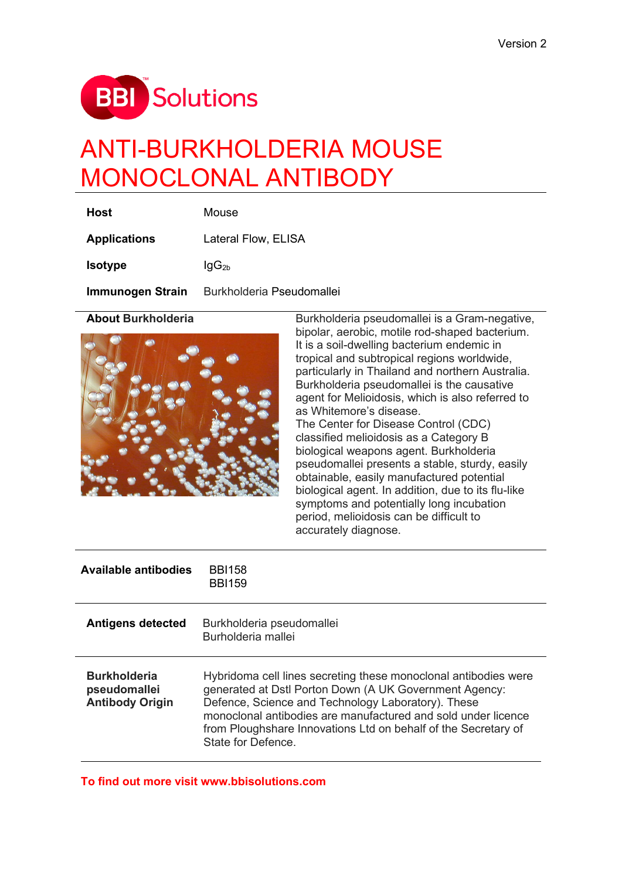Version 2

BBI Solutions

# ANTI-BURKHOLDERIA MOUSE MONOCLONAL ANTIBODY

| | |
|---|---|
| **Host** | Mouse |
| **Applications** | Lateral Flow, ELISA |
| **Isotype** | $IgG_{2b}$ |
| **Immunogen Strain** | Burkholderia Pseudomallei |

**About Burkholderia**

Burkholderia pseudomallei is a Gram-negative, bipolar, aerobic, motile rod-shaped bacterium. It is a soil-dwelling bacterium endemic in tropical and subtropical regions worldwide, particularly in Thailand and northern Australia. Burkholderia pseudomallei is the causative agent for Melioidosis, which is also referred to as Whitemore's disease.

The Center for Disease Control (CDC) classified melioidosis as a Category B biological weapons agent. Burkholderia pseudomallei presents a stable, sturdy, easily obtainable, easily manufactured potential biological agent. In addition, due to its flu-like symptoms and potentially long incubation period, melioidosis can be difficult to accurately diagnose.

| | |
|---|---|
| **Available antibodies** | BBI158<br>BBI159 |
| **Antigens detected** | Burkholderia pseudomallei<br>Burholderia mallei |
| **Burkholderia pseudomallei Antibody Origin** | Hybridoma cell lines secreting these monoclonal antibodies were generated at Dstl Porton Down (A UK Government Agency: Defence, Science and Technology Laboratory). These monoclonal antibodies are manufactured and sold under licence from Ploughshare Innovations Ltd on behalf of the Secretary of State for Defence. |

**To find out more visit www.bbisolutions.com**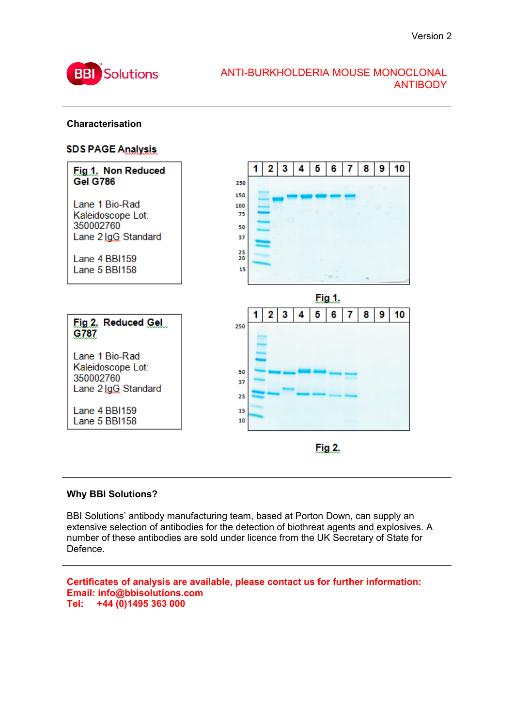Version 2

BBI Solutions

ANTI-BURKHOLDERIA MOUSE MONOCLONAL ANTIBODY

## Characterisation

### SDS PAGE Analysis

**Fig 1. Non Reduced Gel G786**

Lane 1 Bio-Rad Kaleidoscope Lot: 350002760
Lane 2 IgG Standard

Lane 4 BBI159
Lane 5 BBI158

1 2 3 4 5 6 7 8 9 10

250
150
100
75
50
37
25
20
15

Fig 1.

**Fig 2. Reduced Gel G787**

Lane 1 Bio-Rad Kaleidoscope Lot: 350002760
Lane 2 IgG Standard

Lane 4 BBI159
Lane 5 BBI158

1 2 3 4 5 6 7 8 9 10

250
50
37
25
15
10

Fig 2.

## Why BBI Solutions?

BBI Solutions' antibody manufacturing team, based at Porton Down, can supply an extensive selection of antibodies for the detection of biothreat agents and explosives. A number of these antibodies are sold under licence from the UK Secretary of State for Defence.

**Certificates of analysis are available, please contact us for further information:**
**Email: info@bbisolutions.com**
**Tel: +44 (0)1495 363 000**